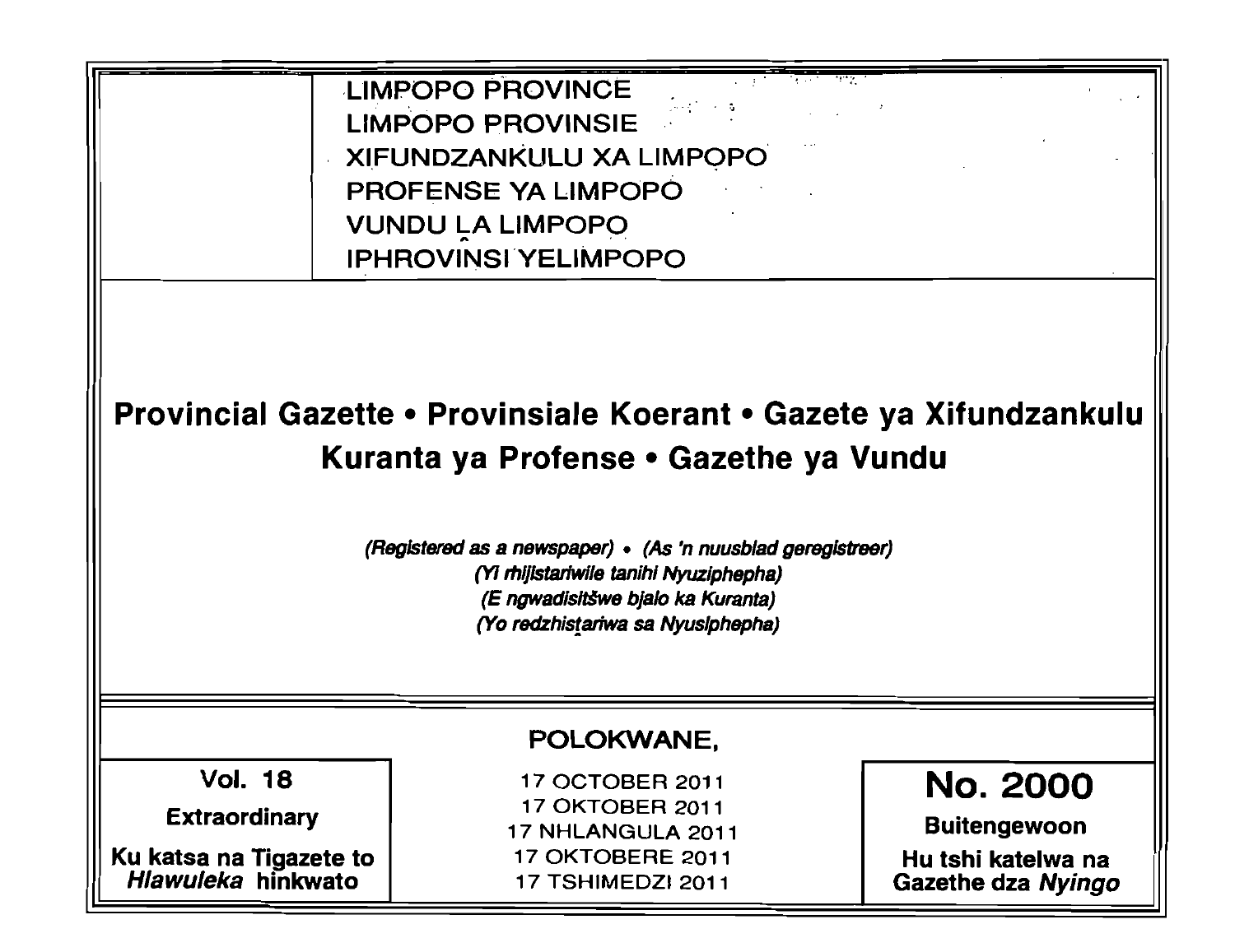LIMPOPO PROVINCE
LIMPOPO PROVINSIE
XIFUNDZANKULU XA LIMPOPO
PROFENSE YA LIMPOPO
VUNDU LA LIMPOPO
IPHROVINSI YELIMPOPO

# Provincial Gazette • Provinsiale Koerant • Gazete ya Xifundzankulu Kuranta ya Profense • Gazethe ya Vundu

*(Registered as a newspaper)* • *(As 'n nuusblad geregistreer)*
*(Yi rhijistariwile tanihi Nyuziphepha)*
*(E ngwadisitšwe bjalo ka Kuranta)*
*(Yo redzhistariwa sa Nyusiphepha)*

POLOKWANE,

| Vol. 18 | 17 OCTOBER 2011 | No. 2000 |
|---|---|---|
| Extraordinary | 17 OKTOBER 2011 | Buitengewoon |
| Ku katsa na Tigazete to *Hlawuleka* hinkwato | 17 NHLANGULA 2011 | Hu tshi katelwa na Gazethe dza *Nyingo* |
| | 17 OKTOBERE 2011 | |
| | 17 TSHIMEDZI 2011 | |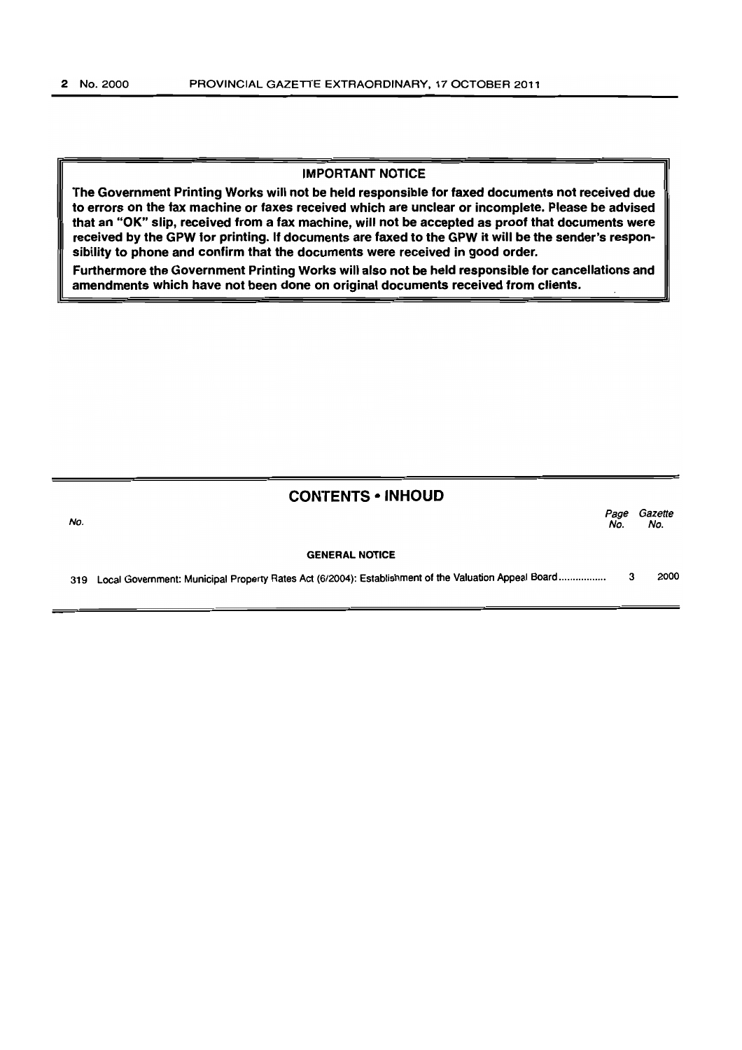## IMPORTANT NOTICE

**The Government Printing Works will not be held responsible for faxed documents not received due to errors on the fax machine or faxes received which are unclear or incomplete. Please be advised that an "OK" slip, received from a fax machine, will not be accepted as proof that documents were received by the GPW for printing. If documents are faxed to the GPW it will be the sender's responsibility to phone and confirm that the documents were received in good order.**

**Furthermore the Government Printing Works will also not be held responsible for cancellations and amendments which have not been done on original documents received from clients.**

## CONTENTS • INHOUD

| No. | | Page No. | Gazette No. |
|---|---|---|---|
| | **GENERAL NOTICE** | | |
| 319 | Local Government: Municipal Property Rates Act (6/2004): Establishment of the Valuation Appeal Board ................ | 3 | 2000 |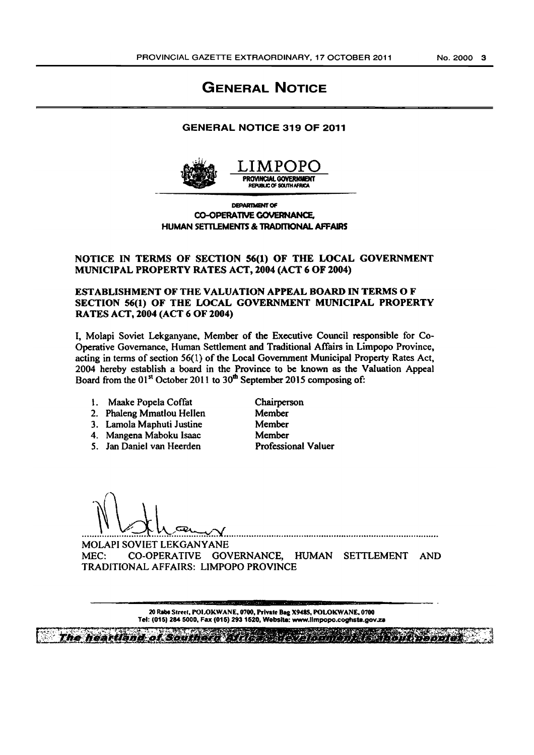# GENERAL NOTICE

## GENERAL NOTICE 319 OF 2011

LIMPOPO
PROVINCIAL GOVERNMENT
REPUBLIC OF SOUTH AFRICA

DEPARTMENT OF
CO-OPERATIVE GOVERNANCE,
HUMAN SETTLEMENTS & TRADITIONAL AFFAIRS

**NOTICE IN TERMS OF SECTION 56(1) OF THE LOCAL GOVERNMENT MUNICIPAL PROPERTY RATES ACT, 2004 (ACT 6 OF 2004)**

**ESTABLISHMENT OF THE VALUATION APPEAL BOARD IN TERMS O F SECTION 56(1) OF THE LOCAL GOVERNMENT MUNICIPAL PROPERTY RATES ACT, 2004 (ACT 6 OF 2004)**

I, Molapi Soviet Lekganyane, Member of the Executive Council responsible for Co-Operative Governance, Human Settlement and Traditional Affairs in Limpopo Province, acting in terms of section 56(1) of the Local Government Municipal Property Rates Act, 2004 hereby establish a board in the Province to be known as the Valuation Appeal Board from the 01st October 2011 to 30th September 2015 composing of:

| | |
|---|---|
| 1. Maake Popela Coffat | Chairperson |
| 2. Phaleng Mmatlou Hellen | Member |
| 3. Lamola Maphuti Justine | Member |
| 4. Mangena Maboku Isaac | Member |
| 5. Jan Daniel van Heerden | Professional Valuer |

MOLAPI SOVIET LEKGANYANE
MEC: CO-OPERATIVE GOVERNANCE, HUMAN SETTLEMENT AND TRADITIONAL AFFAIRS: LIMPOPO PROVINCE

20 Rabe Street, POLOKWANE, 0700, Private Bag X9485, POLOKWANE, 0700
Tel: (015) 284 5000, Fax (015) 293 1520, Website: www.limpopo.coghsta.gov.za

*The heartland of Southern Africa – development is about people!*